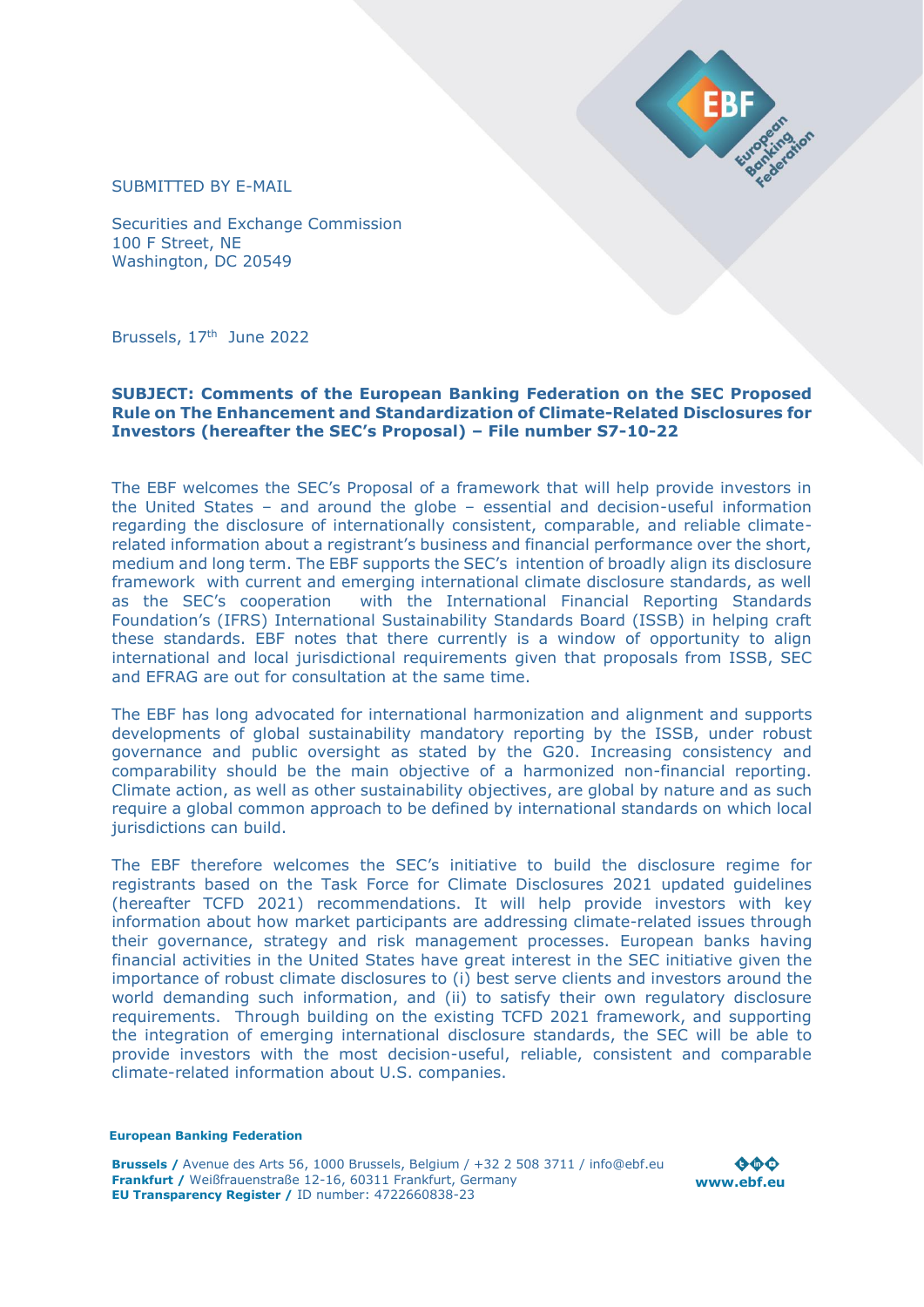SUBMITTED BY E-MAIL

Securities and Exchange Commission
100 F Street, NE
Washington, DC 20549

Brussels, 17th June 2022

**SUBJECT: Comments of the European Banking Federation on the SEC Proposed Rule on The Enhancement and Standardization of Climate-Related Disclosures for Investors (hereafter the SEC's Proposal) – File number S7-10-22**

The EBF welcomes the SEC's Proposal of a framework that will help provide investors in the United States – and around the globe – essential and decision-useful information regarding the disclosure of internationally consistent, comparable, and reliable climate-related information about a registrant's business and financial performance over the short, medium and long term. The EBF supports the SEC's intention of broadly align its disclosure framework with current and emerging international climate disclosure standards, as well as the SEC's cooperation with the International Financial Reporting Standards Foundation's (IFRS) International Sustainability Standards Board (ISSB) in helping craft these standards. EBF notes that there currently is a window of opportunity to align international and local jurisdictional requirements given that proposals from ISSB, SEC and EFRAG are out for consultation at the same time.

The EBF has long advocated for international harmonization and alignment and supports developments of global sustainability mandatory reporting by the ISSB, under robust governance and public oversight as stated by the G20. Increasing consistency and comparability should be the main objective of a harmonized non-financial reporting. Climate action, as well as other sustainability objectives, are global by nature and as such require a global common approach to be defined by international standards on which local jurisdictions can build.

The EBF therefore welcomes the SEC's initiative to build the disclosure regime for registrants based on the Task Force for Climate Disclosures 2021 updated guidelines (hereafter TCFD 2021) recommendations. It will help provide investors with key information about how market participants are addressing climate-related issues through their governance, strategy and risk management processes. European banks having financial activities in the United States have great interest in the SEC initiative given the importance of robust climate disclosures to (i) best serve clients and investors around the world demanding such information, and (ii) to satisfy their own regulatory disclosure requirements. Through building on the existing TCFD 2021 framework, and supporting the integration of emerging international disclosure standards, the SEC will be able to provide investors with the most decision-useful, reliable, consistent and comparable climate-related information about U.S. companies.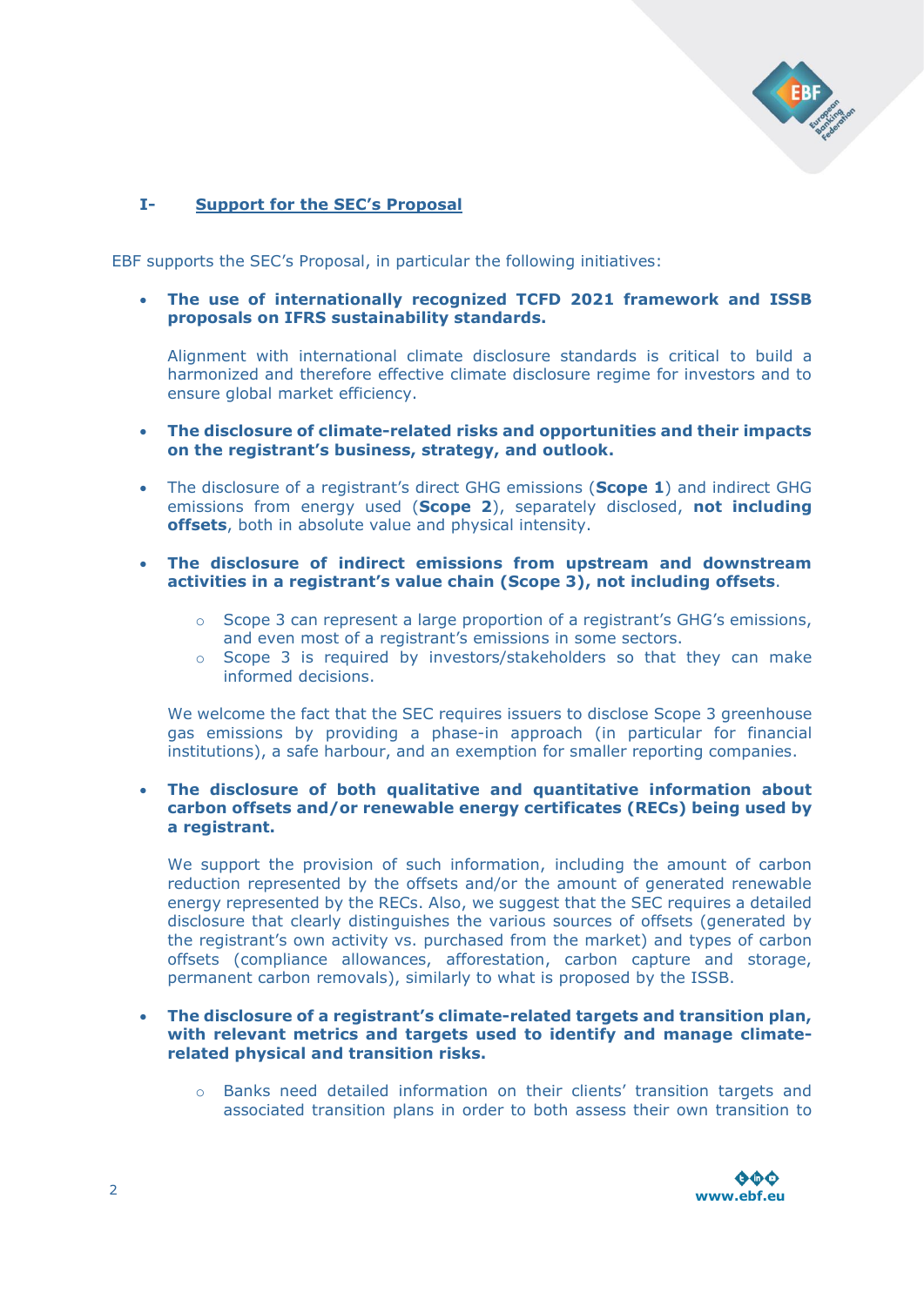## I- Support for the SEC's Proposal

EBF supports the SEC's Proposal, in particular the following initiatives:

- **The use of internationally recognized TCFD 2021 framework and ISSB proposals on IFRS sustainability standards.**

  Alignment with international climate disclosure standards is critical to build a harmonized and therefore effective climate disclosure regime for investors and to ensure global market efficiency.

- **The disclosure of climate-related risks and opportunities and their impacts on the registrant's business, strategy, and outlook.**

- The disclosure of a registrant's direct GHG emissions (**Scope 1**) and indirect GHG emissions from energy used (**Scope 2**), separately disclosed, **not including offsets**, both in absolute value and physical intensity.

- **The disclosure of indirect emissions from upstream and downstream activities in a registrant's value chain (Scope 3), not including offsets**.

  - Scope 3 can represent a large proportion of a registrant's GHG's emissions, and even most of a registrant's emissions in some sectors.
  - Scope 3 is required by investors/stakeholders so that they can make informed decisions.

  We welcome the fact that the SEC requires issuers to disclose Scope 3 greenhouse gas emissions by providing a phase-in approach (in particular for financial institutions), a safe harbour, and an exemption for smaller reporting companies.

- **The disclosure of both qualitative and quantitative information about carbon offsets and/or renewable energy certificates (RECs) being used by a registrant.**

  We support the provision of such information, including the amount of carbon reduction represented by the offsets and/or the amount of generated renewable energy represented by the RECs. Also, we suggest that the SEC requires a detailed disclosure that clearly distinguishes the various sources of offsets (generated by the registrant's own activity vs. purchased from the market) and types of carbon offsets (compliance allowances, afforestation, carbon capture and storage, permanent carbon removals), similarly to what is proposed by the ISSB.

- **The disclosure of a registrant's climate-related targets and transition plan, with relevant metrics and targets used to identify and manage climate-related physical and transition risks.**

  - Banks need detailed information on their clients' transition targets and associated transition plans in order to both assess their own transition to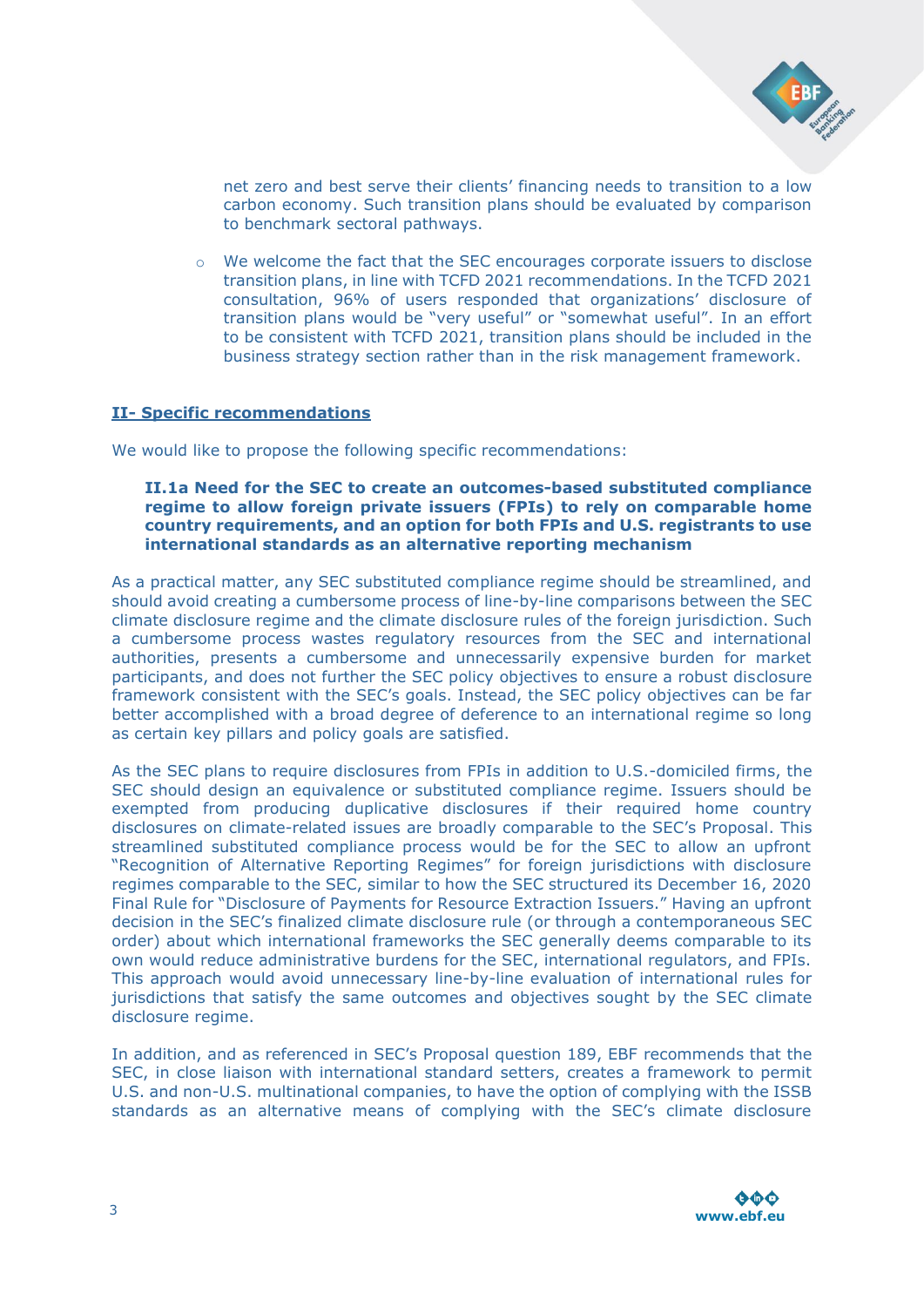net zero and best serve their clients' financing needs to transition to a low carbon economy. Such transition plans should be evaluated by comparison to benchmark sectoral pathways.

- We welcome the fact that the SEC encourages corporate issuers to disclose transition plans, in line with TCFD 2021 recommendations. In the TCFD 2021 consultation, 96% of users responded that organizations' disclosure of transition plans would be "very useful" or "somewhat useful". In an effort to be consistent with TCFD 2021, transition plans should be included in the business strategy section rather than in the risk management framework.

## II- Specific recommendations

We would like to propose the following specific recommendations:

### II.1a Need for the SEC to create an outcomes-based substituted compliance regime to allow foreign private issuers (FPIs) to rely on comparable home country requirements, and an option for both FPIs and U.S. registrants to use international standards as an alternative reporting mechanism

As a practical matter, any SEC substituted compliance regime should be streamlined, and should avoid creating a cumbersome process of line-by-line comparisons between the SEC climate disclosure regime and the climate disclosure rules of the foreign jurisdiction. Such a cumbersome process wastes regulatory resources from the SEC and international authorities, presents a cumbersome and unnecessarily expensive burden for market participants, and does not further the SEC policy objectives to ensure a robust disclosure framework consistent with the SEC's goals. Instead, the SEC policy objectives can be far better accomplished with a broad degree of deference to an international regime so long as certain key pillars and policy goals are satisfied.

As the SEC plans to require disclosures from FPIs in addition to U.S.-domiciled firms, the SEC should design an equivalence or substituted compliance regime. Issuers should be exempted from producing duplicative disclosures if their required home country disclosures on climate-related issues are broadly comparable to the SEC's Proposal. This streamlined substituted compliance process would be for the SEC to allow an upfront "Recognition of Alternative Reporting Regimes" for foreign jurisdictions with disclosure regimes comparable to the SEC, similar to how the SEC structured its December 16, 2020 Final Rule for "Disclosure of Payments for Resource Extraction Issuers." Having an upfront decision in the SEC's finalized climate disclosure rule (or through a contemporaneous SEC order) about which international frameworks the SEC generally deems comparable to its own would reduce administrative burdens for the SEC, international regulators, and FPIs. This approach would avoid unnecessary line-by-line evaluation of international rules for jurisdictions that satisfy the same outcomes and objectives sought by the SEC climate disclosure regime.

In addition, and as referenced in SEC's Proposal question 189, EBF recommends that the SEC, in close liaison with international standard setters, creates a framework to permit U.S. and non-U.S. multinational companies, to have the option of complying with the ISSB standards as an alternative means of complying with the SEC's climate disclosure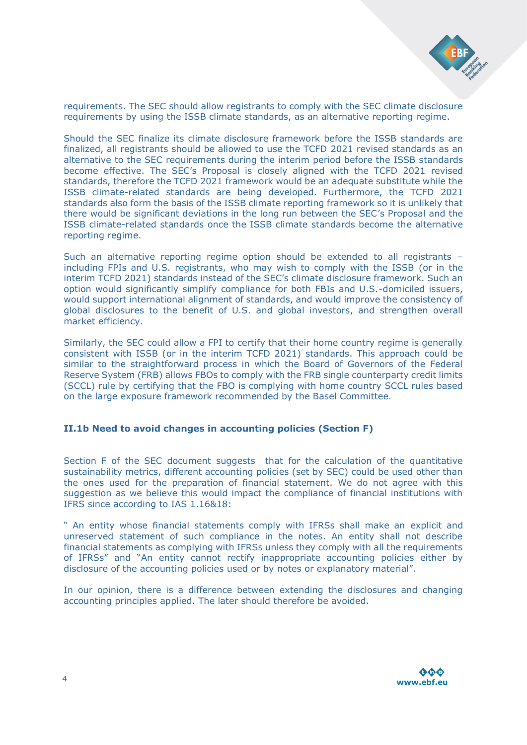requirements. The SEC should allow registrants to comply with the SEC climate disclosure requirements by using the ISSB climate standards, as an alternative reporting regime.

Should the SEC finalize its climate disclosure framework before the ISSB standards are finalized, all registrants should be allowed to use the TCFD 2021 revised standards as an alternative to the SEC requirements during the interim period before the ISSB standards become effective. The SEC's Proposal is closely aligned with the TCFD 2021 revised standards, therefore the TCFD 2021 framework would be an adequate substitute while the ISSB climate-related standards are being developed. Furthermore, the TCFD 2021 standards also form the basis of the ISSB climate reporting framework so it is unlikely that there would be significant deviations in the long run between the SEC's Proposal and the ISSB climate-related standards once the ISSB climate standards become the alternative reporting regime.

Such an alternative reporting regime option should be extended to all registrants – including FPIs and U.S. registrants, who may wish to comply with the ISSB (or in the interim TCFD 2021) standards instead of the SEC's climate disclosure framework. Such an option would significantly simplify compliance for both FBIs and U.S.-domiciled issuers, would support international alignment of standards, and would improve the consistency of global disclosures to the benefit of U.S. and global investors, and strengthen overall market efficiency.

Similarly, the SEC could allow a FPI to certify that their home country regime is generally consistent with ISSB (or in the interim TCFD 2021) standards. This approach could be similar to the straightforward process in which the Board of Governors of the Federal Reserve System (FRB) allows FBOs to comply with the FRB single counterparty credit limits (SCCL) rule by certifying that the FBO is complying with home country SCCL rules based on the large exposure framework recommended by the Basel Committee.

### II.1b Need to avoid changes in accounting policies (Section F)

Section F of the SEC document suggests that for the calculation of the quantitative sustainability metrics, different accounting policies (set by SEC) could be used other than the ones used for the preparation of financial statement. We do not agree with this suggestion as we believe this would impact the compliance of financial institutions with IFRS since according to IAS 1.16&18:

" An entity whose financial statements comply with IFRSs shall make an explicit and unreserved statement of such compliance in the notes. An entity shall not describe financial statements as complying with IFRSs unless they comply with all the requirements of IFRSs" and "An entity cannot rectify inappropriate accounting policies either by disclosure of the accounting policies used or by notes or explanatory material".

In our opinion, there is a difference between extending the disclosures and changing accounting principles applied. The later should therefore be avoided.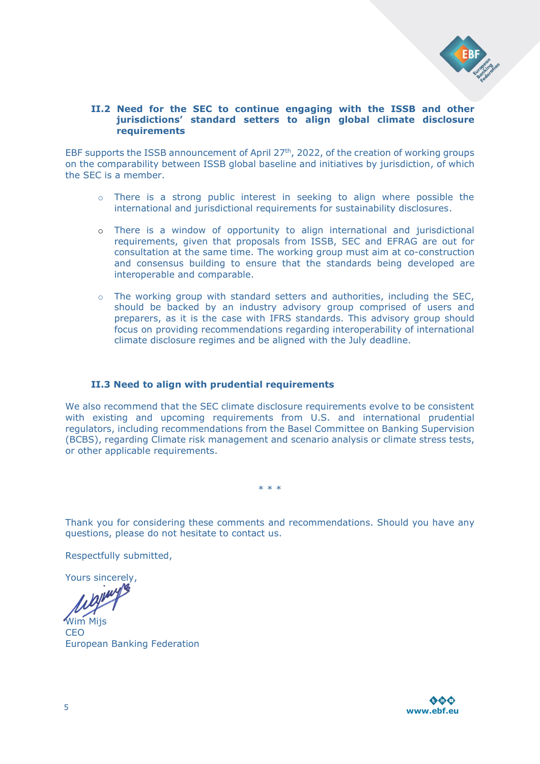### II.2 Need for the SEC to continue engaging with the ISSB and other jurisdictions' standard setters to align global climate disclosure requirements

EBF supports the ISSB announcement of April 27th, 2022, of the creation of working groups on the comparability between ISSB global baseline and initiatives by jurisdiction, of which the SEC is a member.

- There is a strong public interest in seeking to align where possible the international and jurisdictional requirements for sustainability disclosures.
- There is a window of opportunity to align international and jurisdictional requirements, given that proposals from ISSB, SEC and EFRAG are out for consultation at the same time. The working group must aim at co-construction and consensus building to ensure that the standards being developed are interoperable and comparable.
- The working group with standard setters and authorities, including the SEC, should be backed by an industry advisory group comprised of users and preparers, as it is the case with IFRS standards. This advisory group should focus on providing recommendations regarding interoperability of international climate disclosure regimes and be aligned with the July deadline.

### II.3 Need to align with prudential requirements

We also recommend that the SEC climate disclosure requirements evolve to be consistent with existing and upcoming requirements from U.S. and international prudential regulators, including recommendations from the Basel Committee on Banking Supervision (BCBS), regarding Climate risk management and scenario analysis or climate stress tests, or other applicable requirements.

* * *

Thank you for considering these comments and recommendations. Should you have any questions, please do not hesitate to contact us.

Respectfully submitted,

Yours sincerely,

Wim Mijs
CEO
European Banking Federation